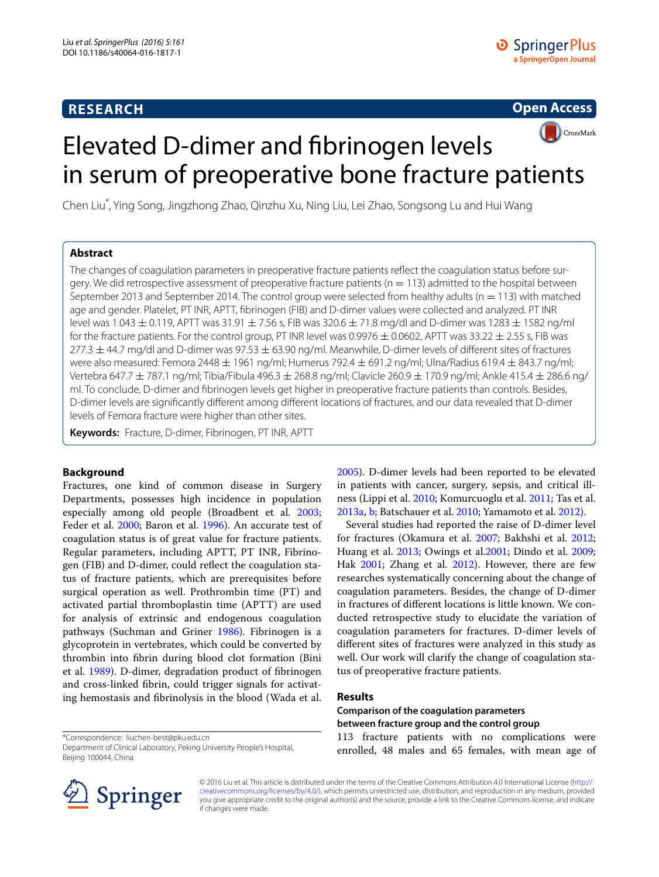RESEARCH

Open Access

# Elevated D-dimer and fibrinogen levels in serum of preoperative bone fracture patients

Chen Liu*, Ying Song, Jingzhong Zhao, Qinzhu Xu, Ning Liu, Lei Zhao, Songsong Lu and Hui Wang

## Abstract

The changes of coagulation parameters in preoperative fracture patients reflect the coagulation status before surgery. We did retrospective assessment of preoperative fracture patients ($n = 113$) admitted to the hospital between September 2013 and September 2014. The control group were selected from healthy adults ($n = 113$) with matched age and gender. Platelet, PT INR, APTT, fibrinogen (FIB) and D-dimer values were collected and analyzed. PT INR level was $1.043 \pm 0.119$, APTT was $31.91 \pm 7.56$ s, FIB was $320.6 \pm 71.8$ mg/dl and D-dimer was $1283 \pm 1582$ ng/ml for the fracture patients. For the control group, PT INR level was $0.9976 \pm 0.0602$, APTT was $33.22 \pm 2.55$ s, FIB was $277.3 \pm 44.7$ mg/dl and D-dimer was $97.53 \pm 63.90$ ng/ml. Meanwhile, D-dimer levels of different sites of fractures were also measured: Femora $2448 \pm 1961$ ng/ml; Humerus $792.4 \pm 691.2$ ng/ml; Ulna/Radius $619.4 \pm 843.7$ ng/ml; Vertebra $647.7 \pm 787.1$ ng/ml; Tibia/Fibula $496.3 \pm 268.8$ ng/ml; Clavicle $260.9 \pm 170.9$ ng/ml; Ankle $415.4 \pm 286.6$ ng/ml. To conclude, D-dimer and fibrinogen levels get higher in preoperative fracture patients than controls. Besides, D-dimer levels are significantly different among different locations of fractures, and our data revealed that D-dimer levels of Femora fracture were higher than other sites.

**Keywords:** Fracture, D-dimer, Fibrinogen, PT INR, APTT

## Background

Fractures, one kind of common disease in Surgery Departments, possesses high incidence in population especially among old people (Broadbent et al. 2003; Feder et al. 2000; Baron et al. 1996). An accurate test of coagulation status is of great value for fracture patients. Regular parameters, including APTT, PT INR, Fibrinogen (FIB) and D-dimer, could reflect the coagulation status of fracture patients, which are prerequisites before surgical operation as well. Prothrombin time (PT) and activated partial thromboplastin time (APTT) are used for analysis of extrinsic and endogenous coagulation pathways (Suchman and Griner 1986). Fibrinogen is a glycoprotein in vertebrates, which could be converted by thrombin into fibrin during blood clot formation (Bini et al. 1989). D-dimer, degradation product of fibrinogen and cross-linked fibrin, could trigger signals for activating hemostasis and fibrinolysis in the blood (Wada et al. 2005). D-dimer levels had been reported to be elevated in patients with cancer, surgery, sepsis, and critical illness (Lippi et al. 2010; Komurcuoglu et al. 2011; Tas et al. 2013a, b; Batschauer et al. 2010; Yamamoto et al. 2012).

Several studies had reported the raise of D-dimer level for fractures (Okamura et al. 2007; Bakhshi et al. 2012; Huang et al. 2013; Owings et al.2001; Dindo et al. 2009; Hak 2001; Zhang et al. 2012). However, there are few researches systematically concerning about the change of coagulation parameters. Besides, the change of D-dimer in fractures of different locations is little known. We conducted retrospective study to elucidate the variation of coagulation parameters for fractures. D-dimer levels of different sites of fractures were analyzed in this study as well. Our work will clarify the change of coagulation status of preoperative fracture patients.

## Results

### Comparison of the coagulation parameters between fracture group and the control group

113 fracture patients with no complications were enrolled, 48 males and 65 females, with mean age of

*Correspondence: liuchen-best@pku.edu.cn
Department of Clinical Laboratory, Peking University People's Hospital, Beijing 100044, China

© 2016 Liu et al. This article is distributed under the terms of the Creative Commons Attribution 4.0 International License (http://creativecommons.org/licenses/by/4.0/), which permits unrestricted use, distribution, and reproduction in any medium, provided you give appropriate credit to the original author(s) and the source, provide a link to the Creative Commons license, and indicate if changes were made.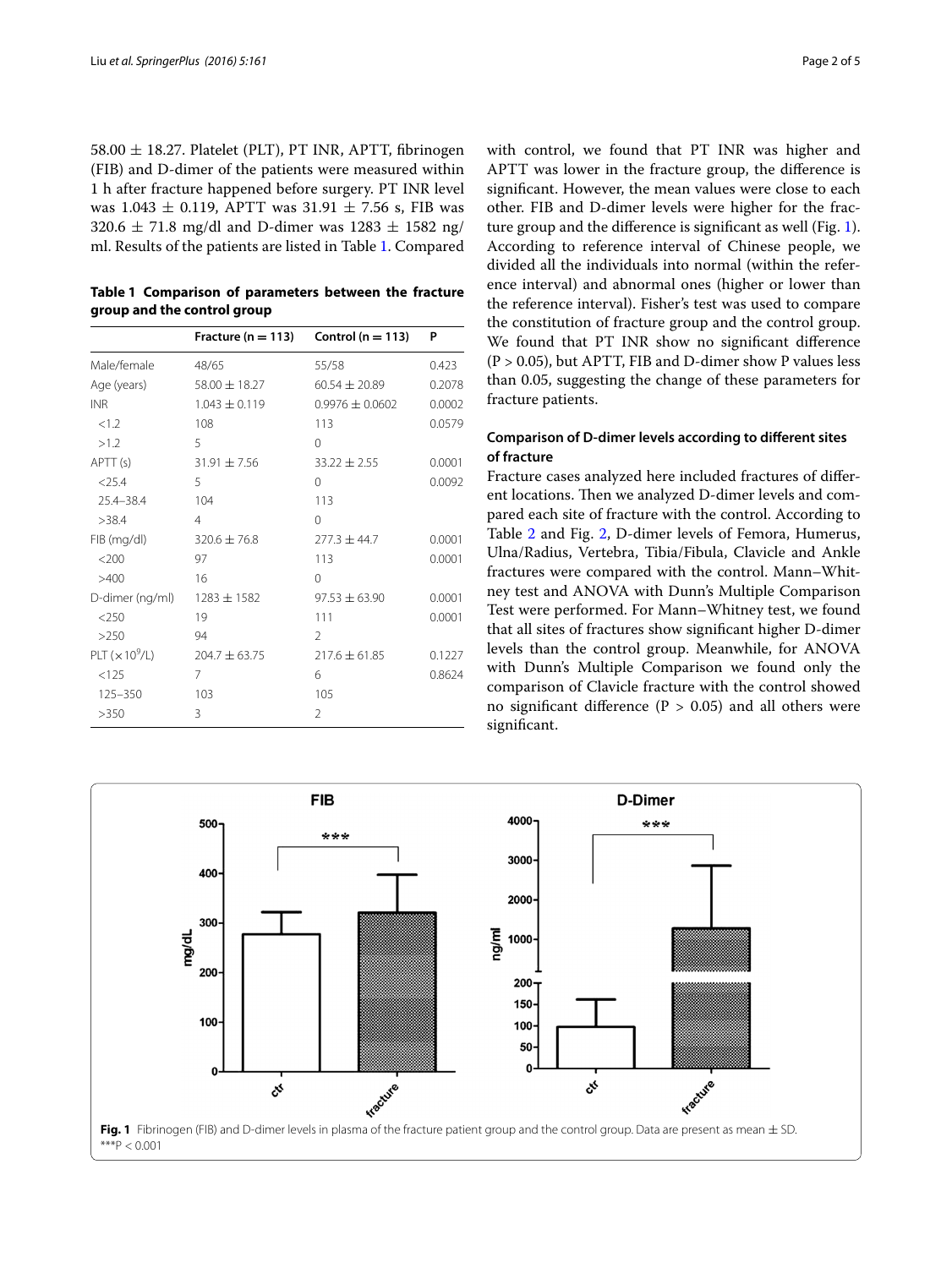58.00 ± 18.27. Platelet (PLT), PT INR, APTT, fibrinogen (FIB) and D-dimer of the patients were measured within 1 h after fracture happened before surgery. PT INR level was 1.043 ± 0.119, APTT was 31.91 ± 7.56 s, FIB was 320.6 ± 71.8 mg/dl and D-dimer was 1283 ± 1582 ng/ml. Results of the patients are listed in Table 1. Compared

**Table 1 Comparison of parameters between the fracture group and the control group**

| | Fracture (n = 113) | Control (n = 113) | P |
|---|---|---|---|
| Male/female | 48/65 | 55/58 | 0.423 |
| Age (years) | 58.00 ± 18.27 | 60.54 ± 20.89 | 0.2078 |
| INR | 1.043 ± 0.119 | 0.9976 ± 0.0602 | 0.0002 |
| <1.2 | 108 | 113 | 0.0579 |
| >1.2 | 5 | 0 | |
| APTT (s) | 31.91 ± 7.56 | 33.22 ± 2.55 | 0.0001 |
| <25.4 | 5 | 0 | 0.0092 |
| 25.4–38.4 | 104 | 113 | |
| >38.4 | 4 | 0 | |
| FIB (mg/dl) | 320.6 ± 76.8 | 277.3 ± 44.7 | 0.0001 |
| <200 | 97 | 113 | 0.0001 |
| >400 | 16 | 0 | |
| D-dimer (ng/ml) | 1283 ± 1582 | 97.53 ± 63.90 | 0.0001 |
| <250 | 19 | 111 | 0.0001 |
| >250 | 94 | 2 | |
| PLT ($\times 10^9$/L) | 204.7 ± 63.75 | 217.6 ± 61.85 | 0.1227 |
| <125 | 7 | 6 | 0.8624 |
| 125–350 | 103 | 105 | |
| >350 | 3 | 2 | |

with control, we found that PT INR was higher and APTT was lower in the fracture group, the difference is significant. However, the mean values were close to each other. FIB and D-dimer levels were higher for the fracture group and the difference is significant as well (Fig. 1). According to reference interval of Chinese people, we divided all the individuals into normal (within the reference interval) and abnormal ones (higher or lower than the reference interval). Fisher's test was used to compare the constitution of fracture group and the control group. We found that PT INR show no significant difference (P > 0.05), but APTT, FIB and D-dimer show P values less than 0.05, suggesting the change of these parameters for fracture patients.

### Comparison of D-dimer levels according to different sites of fracture

Fracture cases analyzed here included fractures of different locations. Then we analyzed D-dimer levels and compared each site of fracture with the control. According to Table 2 and Fig. 2, D-dimer levels of Femora, Humerus, Ulna/Radius, Vertebra, Tibia/Fibula, Clavicle and Ankle fractures were compared with the control. Mann–Whitney test and ANOVA with Dunn's Multiple Comparison Test were performed. For Mann–Whitney test, we found that all sites of fractures show significant higher D-dimer levels than the control group. Meanwhile, for ANOVA with Dunn's Multiple Comparison we found only the comparison of Clavicle fracture with the control showed no significant difference (P > 0.05) and all others were significant.

**Fig. 1** Fibrinogen (FIB) and D-dimer levels in plasma of the fracture patient group and the control group. Data are present as mean ± SD. ***P < 0.001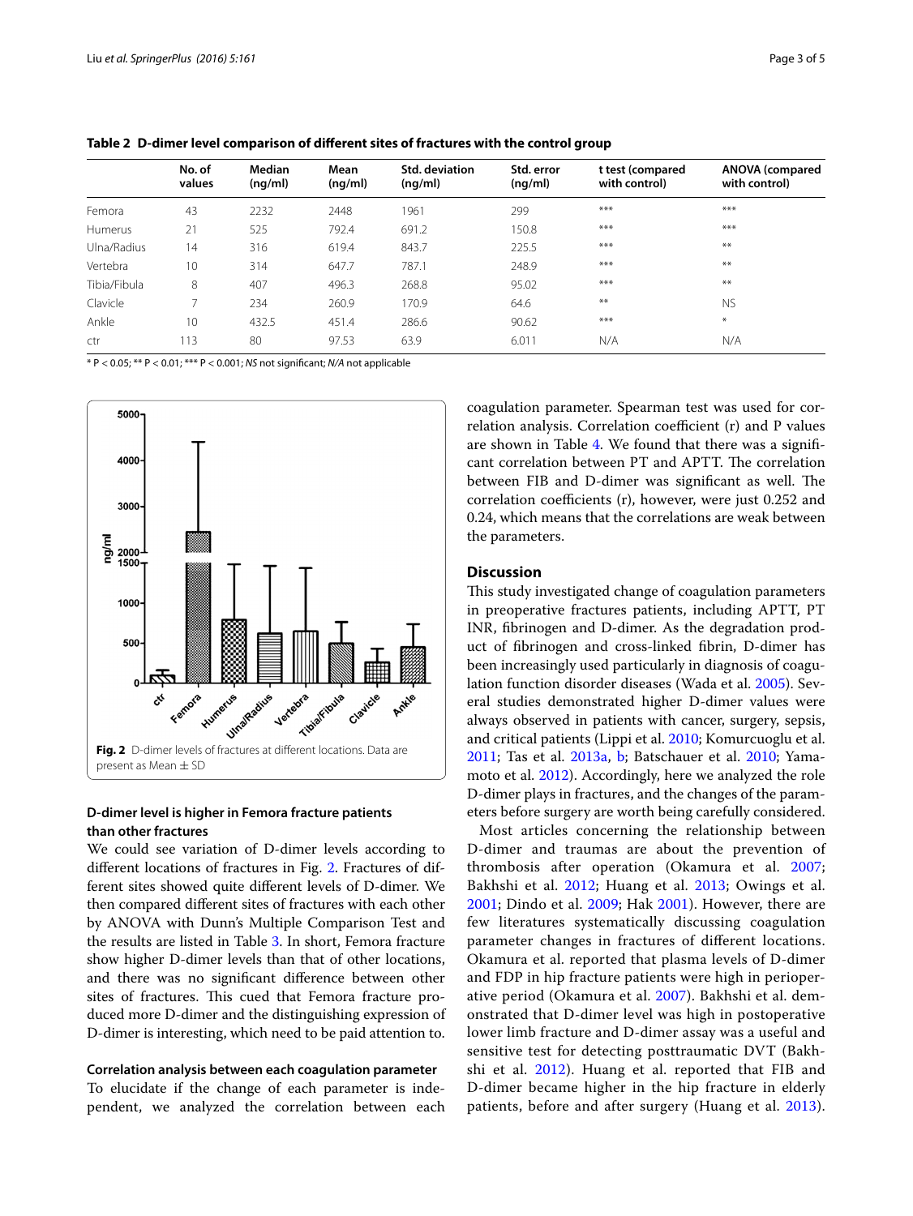**Table 2 D-dimer level comparison of different sites of fractures with the control group**

| | No. of values | Median (ng/ml) | Mean (ng/ml) | Std. deviation (ng/ml) | Std. error (ng/ml) | t test (compared with control) | ANOVA (compared with control) |
|---|---|---|---|---|---|---|---|
| Femora | 43 | 2232 | 2448 | 1961 | 299 | *** | *** |
| Humerus | 21 | 525 | 792.4 | 691.2 | 150.8 | *** | *** |
| Ulna/Radius | 14 | 316 | 619.4 | 843.7 | 225.5 | *** | ** |
| Vertebra | 10 | 314 | 647.7 | 787.1 | 248.9 | *** | ** |
| Tibia/Fibula | 8 | 407 | 496.3 | 268.8 | 95.02 | *** | ** |
| Clavicle | 7 | 234 | 260.9 | 170.9 | 64.6 | ** | NS |
| Ankle | 10 | 432.5 | 451.4 | 286.6 | 90.62 | *** | * |
| ctr | 113 | 80 | 97.53 | 63.9 | 6.011 | N/A | N/A |

* $P < 0.05$; ** $P < 0.01$; *** $P < 0.001$; *NS* not significant; *N/A* not applicable

**Fig. 2** D-dimer levels of fractures at different locations. Data are present as Mean ± SD

### D-dimer level is higher in Femora fracture patients than other fractures

We could see variation of D-dimer levels according to different locations of fractures in Fig. 2. Fractures of different sites showed quite different levels of D-dimer. We then compared different sites of fractures with each other by ANOVA with Dunn's Multiple Comparison Test and the results are listed in Table 3. In short, Femora fracture show higher D-dimer levels than that of other locations, and there was no significant difference between other sites of fractures. This cued that Femora fracture produced more D-dimer and the distinguishing expression of D-dimer is interesting, which need to be paid attention to.

### Correlation analysis between each coagulation parameter

To elucidate if the change of each parameter is independent, we analyzed the correlation between each coagulation parameter. Spearman test was used for correlation analysis. Correlation coefficient (r) and P values are shown in Table 4. We found that there was a significant correlation between PT and APTT. The correlation between FIB and D-dimer was significant as well. The correlation coefficients (r), however, were just 0.252 and 0.24, which means that the correlations are weak between the parameters.

## Discussion

This study investigated change of coagulation parameters in preoperative fractures patients, including APTT, PT INR, fibrinogen and D-dimer. As the degradation product of fibrinogen and cross-linked fibrin, D-dimer has been increasingly used particularly in diagnosis of coagulation function disorder diseases (Wada et al. 2005). Several studies demonstrated higher D-dimer values were always observed in patients with cancer, surgery, sepsis, and critical patients (Lippi et al. 2010; Komurcuoglu et al. 2011; Tas et al. 2013a, b; Batschauer et al. 2010; Yamamoto et al. 2012). Accordingly, here we analyzed the role D-dimer plays in fractures, and the changes of the parameters before surgery are worth being carefully considered.

Most articles concerning the relationship between D-dimer and traumas are about the prevention of thrombosis after operation (Okamura et al. 2007; Bakhshi et al. 2012; Huang et al. 2013; Owings et al. 2001; Dindo et al. 2009; Hak 2001). However, there are few literatures systematically discussing coagulation parameter changes in fractures of different locations. Okamura et al. reported that plasma levels of D-dimer and FDP in hip fracture patients were high in perioperative period (Okamura et al. 2007). Bakhshi et al. demonstrated that D-dimer level was high in postoperative lower limb fracture and D-dimer assay was a useful and sensitive test for detecting posttraumatic DVT (Bakhshi et al. 2012). Huang et al. reported that FIB and D-dimer became higher in the hip fracture in elderly patients, before and after surgery (Huang et al. 2013).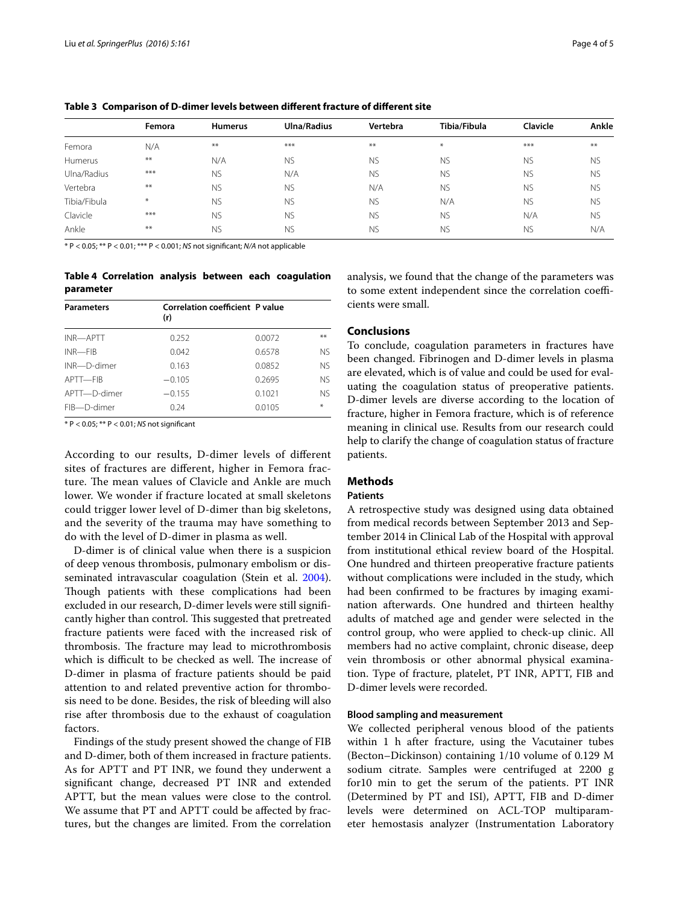**Table 3 Comparison of D-dimer levels between different fracture of different site**

| | Femora | Humerus | Ulna/Radius | Vertebra | Tibia/Fibula | Clavicle | Ankle |
|---|---|---|---|---|---|---|---|
| Femora | N/A | ** | *** | ** | * | *** | ** |
| Humerus | ** | N/A | NS | NS | NS | NS | NS |
| Ulna/Radius | *** | NS | N/A | NS | NS | NS | NS |
| Vertebra | ** | NS | NS | N/A | NS | NS | NS |
| Tibia/Fibula | * | NS | NS | NS | N/A | NS | NS |
| Clavicle | *** | NS | NS | NS | NS | N/A | NS |
| Ankle | ** | NS | NS | NS | NS | NS | N/A |

* $P < 0.05$; ** $P < 0.01$; *** $P < 0.001$; *NS* not significant; *N/A* not applicable

**Table 4 Correlation analysis between each coagulation parameter**

| Parameters | Correlation coefficient (r) | P value | |
|---|---|---|---|
| INR—APTT | 0.252 | 0.0072 | ** |
| INR—FIB | 0.042 | 0.6578 | NS |
| INR—D-dimer | 0.163 | 0.0852 | NS |
| APTT—FIB | −0.105 | 0.2695 | NS |
| APTT—D-dimer | −0.155 | 0.1021 | NS |
| FIB—D-dimer | 0.24 | 0.0105 | * |

* $P < 0.05$; ** $P < 0.01$; *NS* not significant

According to our results, D-dimer levels of different sites of fractures are different, higher in Femora fracture. The mean values of Clavicle and Ankle are much lower. We wonder if fracture located at small skeletons could trigger lower level of D-dimer than big skeletons, and the severity of the trauma may have something to do with the level of D-dimer in plasma as well.

D-dimer is of clinical value when there is a suspicion of deep venous thrombosis, pulmonary embolism or disseminated intravascular coagulation (Stein et al. 2004). Though patients with these complications had been excluded in our research, D-dimer levels were still significantly higher than control. This suggested that pretreated fracture patients were faced with the increased risk of thrombosis. The fracture may lead to microthrombosis which is difficult to be checked as well. The increase of D-dimer in plasma of fracture patients should be paid attention to and related preventive action for thrombosis need to be done. Besides, the risk of bleeding will also rise after thrombosis due to the exhaust of coagulation factors.

Findings of the study present showed the change of FIB and D-dimer, both of them increased in fracture patients. As for APTT and PT INR, we found they underwent a significant change, decreased PT INR and extended APTT, but the mean values were close to the control. We assume that PT and APTT could be affected by fractures, but the changes are limited. From the correlation analysis, we found that the change of the parameters was to some extent independent since the correlation coefficients were small.

## Conclusions

To conclude, coagulation parameters in fractures have been changed. Fibrinogen and D-dimer levels in plasma are elevated, which is of value and could be used for evaluating the coagulation status of preoperative patients. D-dimer levels are diverse according to the location of fracture, higher in Femora fracture, which is of reference meaning in clinical use. Results from our research could help to clarify the change of coagulation status of fracture patients.

## Methods

### Patients

A retrospective study was designed using data obtained from medical records between September 2013 and September 2014 in Clinical Lab of the Hospital with approval from institutional ethical review board of the Hospital. One hundred and thirteen preoperative fracture patients without complications were included in the study, which had been confirmed to be fractures by imaging examination afterwards. One hundred and thirteen healthy adults of matched age and gender were selected in the control group, who were applied to check-up clinic. All members had no active complaint, chronic disease, deep vein thrombosis or other abnormal physical examination. Type of fracture, platelet, PT INR, APTT, FIB and D-dimer levels were recorded.

### Blood sampling and measurement

We collected peripheral venous blood of the patients within 1 h after fracture, using the Vacutainer tubes (Becton–Dickinson) containing 1/10 volume of 0.129 M sodium citrate. Samples were centrifuged at 2200 g for10 min to get the serum of the patients. PT INR (Determined by PT and ISI), APTT, FIB and D-dimer levels were determined on ACL-TOP multiparameter hemostasis analyzer (Instrumentation Laboratory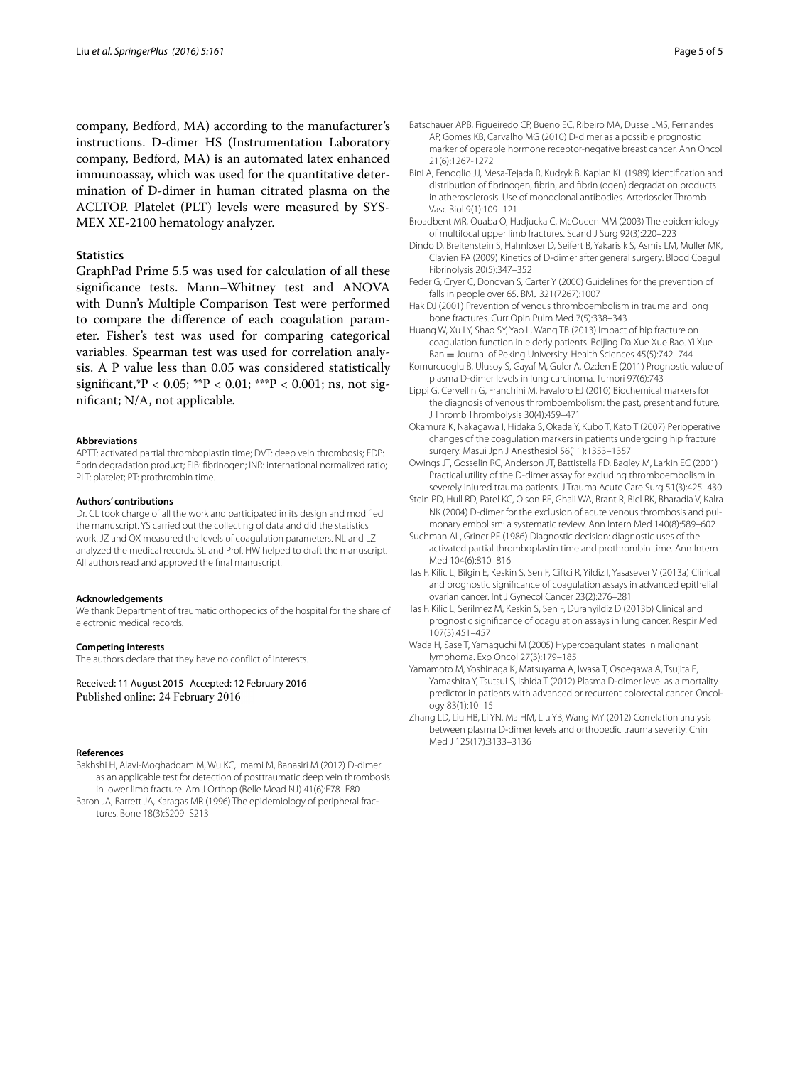company, Bedford, MA) according to the manufacturer's instructions. D-dimer HS (Instrumentation Laboratory company, Bedford, MA) is an automated latex enhanced immunoassay, which was used for the quantitative determination of D-dimer in human citrated plasma on the ACLTOP. Platelet (PLT) levels were measured by SYSMEX XE-2100 hematology analyzer.

## Statistics

GraphPad Prime 5.5 was used for calculation of all these significance tests. Mann–Whitney test and ANOVA with Dunn's Multiple Comparison Test were performed to compare the difference of each coagulation parameter. Fisher's test was used for comparing categorical variables. Spearman test was used for correlation analysis. A P value less than 0.05 was considered statistically significant,*P < 0.05; **P < 0.01; ***P < 0.001; ns, not significant; N/A, not applicable.

#### Abbreviations

APTT: activated partial thromboplastin time; DVT: deep vein thrombosis; FDP: fibrin degradation product; FIB: fibrinogen; INR: international normalized ratio; PLT: platelet; PT: prothrombin time.

#### Authors' contributions

Dr. CL took charge of all the work and participated in its design and modified the manuscript. YS carried out the collecting of data and did the statistics work. JZ and QX measured the levels of coagulation parameters. NL and LZ analyzed the medical records. SL and Prof. HW helped to draft the manuscript. All authors read and approved the final manuscript.

#### Acknowledgements

We thank Department of traumatic orthopedics of the hospital for the share of electronic medical records.

#### Competing interests

The authors declare that they have no conflict of interests.

Received: 11 August 2015 Accepted: 12 February 2016
Published online: 24 February 2016

#### References

Bakhshi H, Alavi-Moghaddam M, Wu KC, Imami M, Banasiri M (2012) D-dimer as an applicable test for detection of posttraumatic deep vein thrombosis in lower limb fracture. Am J Orthop (Belle Mead NJ) 41(6):E78–E80

Baron JA, Barrett JA, Karagas MR (1996) The epidemiology of peripheral fractures. Bone 18(3):S209–S213

Batschauer APB, Figueiredo CP, Bueno EC, Ribeiro MA, Dusse LMS, Fernandes AP, Gomes KB, Carvalho MG (2010) D-dimer as a possible prognostic marker of operable hormone receptor-negative breast cancer. Ann Oncol 21(6):1267-1272

Bini A, Fenoglio JJ, Mesa-Tejada R, Kudryk B, Kaplan KL (1989) Identification and distribution of fibrinogen, fibrin, and fibrin (ogen) degradation products in atherosclerosis. Use of monoclonal antibodies. Arterioscler Thromb Vasc Biol 9(1):109–121

Broadbent MR, Quaba O, Hadjucka C, McQueen MM (2003) The epidemiology of multifocal upper limb fractures. Scand J Surg 92(3):220–223

Dindo D, Breitenstein S, Hahnloser D, Seifert B, Yakarisik S, Asmis LM, Muller MK, Clavien PA (2009) Kinetics of D-dimer after general surgery. Blood Coagul Fibrinolysis 20(5):347–352

Feder G, Cryer C, Donovan S, Carter Y (2000) Guidelines for the prevention of falls in people over 65. BMJ 321(7267):1007

Hak DJ (2001) Prevention of venous thromboembolism in trauma and long bone fractures. Curr Opin Pulm Med 7(5):338–343

Huang W, Xu LY, Shao SY, Yao L, Wang TB (2013) Impact of hip fracture on coagulation function in elderly patients. Beijing Da Xue Xue Bao. Yi Xue Ban = Journal of Peking University. Health Sciences 45(5):742–744

Komurcuoglu B, Ulusoy S, Gayaf M, Guler A, Ozden E (2011) Prognostic value of plasma D-dimer levels in lung carcinoma. Tumori 97(6):743

Lippi G, Cervellin G, Franchini M, Favaloro EJ (2010) Biochemical markers for the diagnosis of venous thromboembolism: the past, present and future. J Thromb Thrombolysis 30(4):459–471

Okamura K, Nakagawa I, Hidaka S, Okada Y, Kubo T, Kato T (2007) Perioperative changes of the coagulation markers in patients undergoing hip fracture surgery. Masui Jpn J Anesthesiol 56(11):1353–1357

Owings JT, Gosselin RC, Anderson JT, Battistella FD, Bagley M, Larkin EC (2001) Practical utility of the D-dimer assay for excluding thromboembolism in severely injured trauma patients. J Trauma Acute Care Surg 51(3):425–430

Stein PD, Hull RD, Patel KC, Olson RE, Ghali WA, Brant R, Biel RK, Bharadia V, Kalra NK (2004) D-dimer for the exclusion of acute venous thrombosis and pulmonary embolism: a systematic review. Ann Intern Med 140(8):589–602

Suchman AL, Griner PF (1986) Diagnostic decision: diagnostic uses of the activated partial thromboplastin time and prothrombin time. Ann Intern Med 104(6):810–816

Tas F, Kilic L, Bilgin E, Keskin S, Sen F, Ciftci R, Yildiz I, Yasasever V (2013a) Clinical and prognostic significance of coagulation assays in advanced epithelial ovarian cancer. Int J Gynecol Cancer 23(2):276–281

Tas F, Kilic L, Serilmez M, Keskin S, Sen F, Duranyildiz D (2013b) Clinical and prognostic significance of coagulation assays in lung cancer. Respir Med 107(3):451–457

Wada H, Sase T, Yamaguchi M (2005) Hypercoagulant states in malignant lymphoma. Exp Oncol 27(3):179–185

Yamamoto M, Yoshinaga K, Matsuyama A, Iwasa T, Osoegawa A, Tsujita E, Yamashita Y, Tsutsui S, Ishida T (2012) Plasma D-dimer level as a mortality predictor in patients with advanced or recurrent colorectal cancer. Oncology 83(1):10–15

Zhang LD, Liu HB, Li YN, Ma HM, Liu YB, Wang MY (2012) Correlation analysis between plasma D-dimer levels and orthopedic trauma severity. Chin Med J 125(17):3133–3136